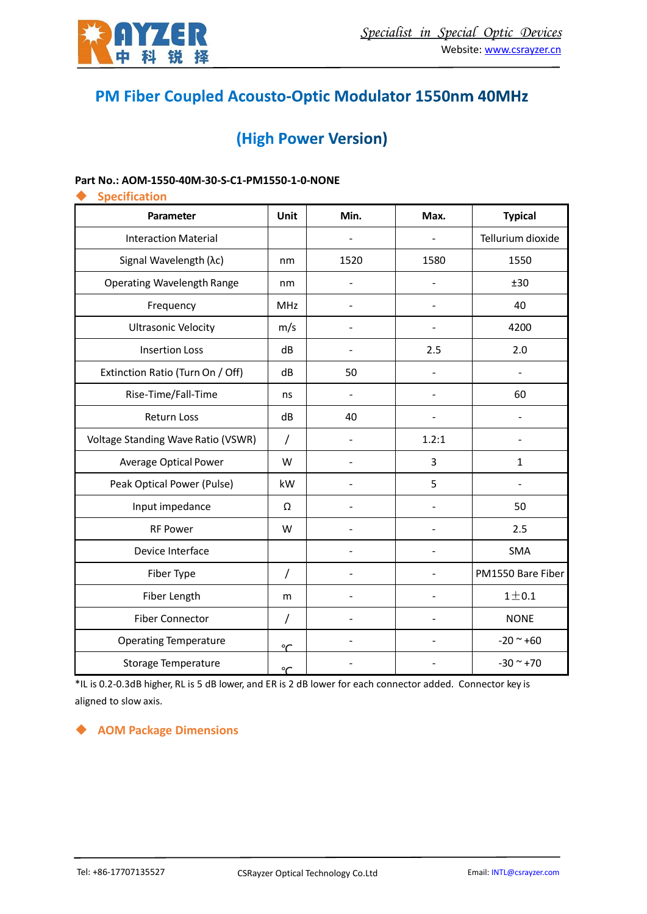# PM Fiber Coupled Acousto-Optic Modulator 1550nm 40MHz

## (High Power Version)

**Part No.: AOM-1550-40M-30-S-C1-PM1550-1-0-NONE**

### Specification

| Parameter | Unit | Min. | Max. | Typical |
|---|---|---|---|---|
| Interaction Material | | - | - | Tellurium dioxide |
| Signal Wavelength (λc) | nm | 1520 | 1580 | 1550 |
| Operating Wavelength Range | nm | - | - | ±30 |
| Frequency | MHz | - | - | 40 |
| Ultrasonic Velocity | m/s | - | - | 4200 |
| Insertion Loss | dB | - | 2.5 | 2.0 |
| Extinction Ratio (Turn On / Off) | dB | 50 | - | - |
| Rise-Time/Fall-Time | ns | - | - | 60 |
| Return Loss | dB | 40 | - | - |
| Voltage Standing Wave Ratio (VSWR) | / | - | 1.2:1 | - |
| Average Optical Power | W | - | 3 | 1 |
| Peak Optical Power (Pulse) | kW | - | 5 | - |
| Input impedance | Ω | - | - | 50 |
| RF Power | W | - | - | 2.5 |
| Device Interface | | - | - | SMA |
| Fiber Type | / | - | - | PM1550 Bare Fiber |
| Fiber Length | m | - | - | 1±0.1 |
| Fiber Connector | / | - | - | NONE |
| Operating Temperature | ℃ | - | - | -20 ~ +60 |
| Storage Temperature | ℃ | - | - | -30 ~ +70 |

*IL is 0.2-0.3dB higher, RL is 5 dB lower, and ER is 2 dB lower for each connector added. Connector key is aligned to slow axis.

### AOM Package Dimensions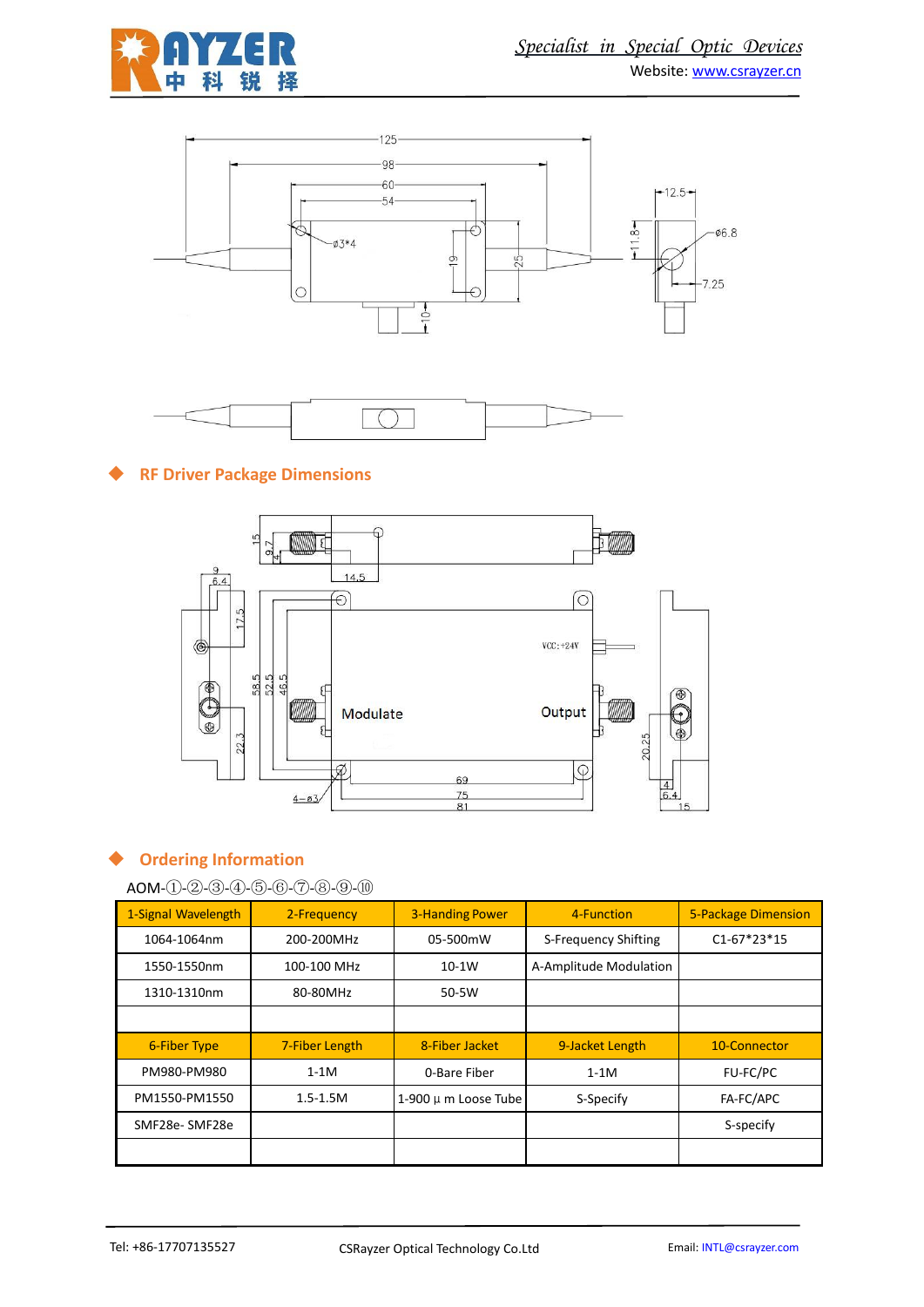125
98
60
54
12.5
ϕ3*4
19
25
11.8
ϕ6.8
7.25
10

## RF Driver Package Dimensions

15
9.7
4
14.5
9
6.4
17.5
58.5
52.5
46.5
22.3
VCC:+24V
Modulate
Output
20.25
69
75
81
4-ϕ3
4
6.4
15

## Ordering Information

AOM-①-②-③-④-⑤-⑥-⑦-⑧-⑨-⑩

| 1-Signal Wavelength | 2-Frequency | 3-Handing Power | 4-Function | 5-Package Dimension |
|---|---|---|---|---|
| 1064-1064nm | 200-200MHz | 05-500mW | S-Frequency Shifting | C1-67*23*15 |
| 1550-1550nm | 100-100 MHz | 10-1W | A-Amplitude Modulation | |
| 1310-1310nm | 80-80MHz | 50-5W | | |
| | | | | |
| **6-Fiber Type** | **7-Fiber Length** | **8-Fiber Jacket** | **9-Jacket Length** | **10-Connector** |
| PM980-PM980 | 1-1M | 0-Bare Fiber | 1-1M | FU-FC/PC |
| PM1550-PM1550 | 1.5-1.5M | 1-900 μ m Loose Tube | S-Specify | FA-FC/APC |
| SMF28e- SMF28e | | | | S-specify |
| | | | | |